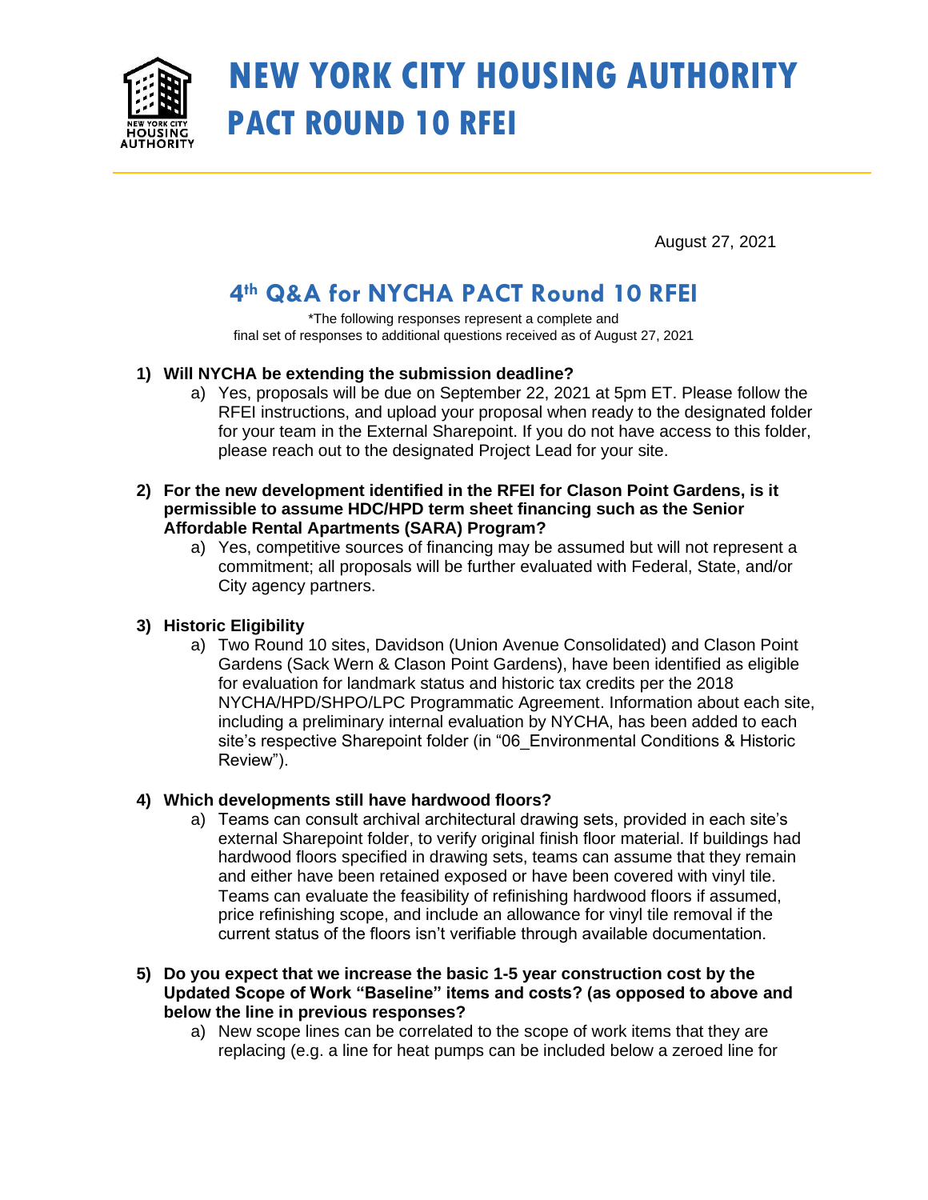# NEW YORK CITY HOUSING AUTHORITY
# PACT ROUND 10 RFEI

August 27, 2021

## 4th Q&A for NYCHA PACT Round 10 RFEI

*The following responses represent a complete and final set of responses to additional questions received as of August 27, 2021

**1) Will NYCHA be extending the submission deadline?**

a) Yes, proposals will be due on September 22, 2021 at 5pm ET. Please follow the RFEI instructions, and upload your proposal when ready to the designated folder for your team in the External Sharepoint. If you do not have access to this folder, please reach out to the designated Project Lead for your site.

**2) For the new development identified in the RFEI for Clason Point Gardens, is it permissible to assume HDC/HPD term sheet financing such as the Senior Affordable Rental Apartments (SARA) Program?**

a) Yes, competitive sources of financing may be assumed but will not represent a commitment; all proposals will be further evaluated with Federal, State, and/or City agency partners.

**3) Historic Eligibility**

a) Two Round 10 sites, Davidson (Union Avenue Consolidated) and Clason Point Gardens (Sack Wern & Clason Point Gardens), have been identified as eligible for evaluation for landmark status and historic tax credits per the 2018 NYCHA/HPD/SHPO/LPC Programmatic Agreement. Information about each site, including a preliminary internal evaluation by NYCHA, has been added to each site's respective Sharepoint folder (in "06_Environmental Conditions & Historic Review").

**4) Which developments still have hardwood floors?**

a) Teams can consult archival architectural drawing sets, provided in each site's external Sharepoint folder, to verify original finish floor material. If buildings had hardwood floors specified in drawing sets, teams can assume that they remain and either have been retained exposed or have been covered with vinyl tile. Teams can evaluate the feasibility of refinishing hardwood floors if assumed, price refinishing scope, and include an allowance for vinyl tile removal if the current status of the floors isn't verifiable through available documentation.

**5) Do you expect that we increase the basic 1-5 year construction cost by the Updated Scope of Work "Baseline" items and costs? (as opposed to above and below the line in previous responses?**

a) New scope lines can be correlated to the scope of work items that they are replacing (e.g. a line for heat pumps can be included below a zeroed line for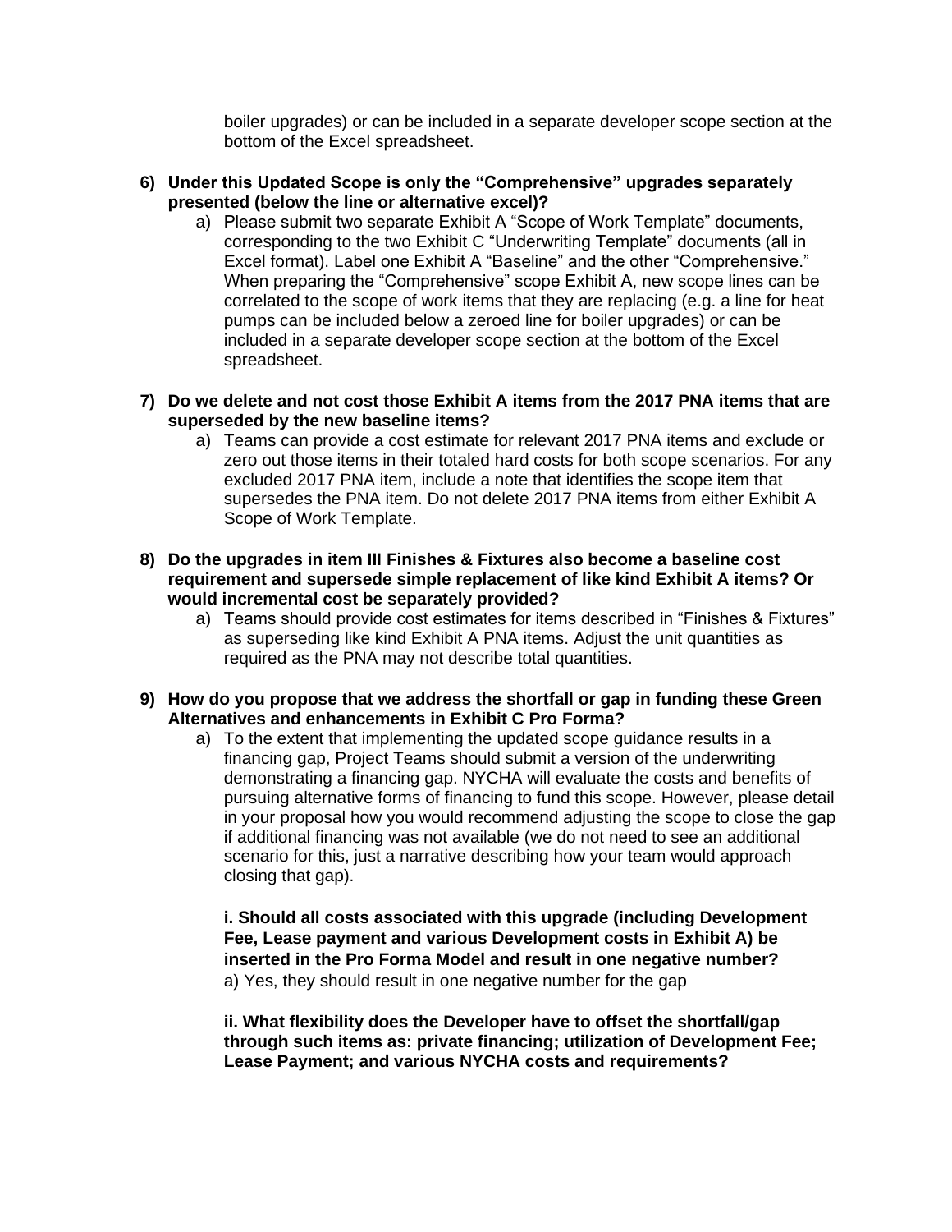boiler upgrades) or can be included in a separate developer scope section at the bottom of the Excel spreadsheet.

**6) Under this Updated Scope is only the "Comprehensive" upgrades separately presented (below the line or alternative excel)?**

   a) Please submit two separate Exhibit A "Scope of Work Template" documents, corresponding to the two Exhibit C "Underwriting Template" documents (all in Excel format). Label one Exhibit A "Baseline" and the other "Comprehensive." When preparing the "Comprehensive" scope Exhibit A, new scope lines can be correlated to the scope of work items that they are replacing (e.g. a line for heat pumps can be included below a zeroed line for boiler upgrades) or can be included in a separate developer scope section at the bottom of the Excel spreadsheet.

**7) Do we delete and not cost those Exhibit A items from the 2017 PNA items that are superseded by the new baseline items?**

   a) Teams can provide a cost estimate for relevant 2017 PNA items and exclude or zero out those items in their totaled hard costs for both scope scenarios. For any excluded 2017 PNA item, include a note that identifies the scope item that supersedes the PNA item. Do not delete 2017 PNA items from either Exhibit A Scope of Work Template.

**8) Do the upgrades in item III Finishes & Fixtures also become a baseline cost requirement and supersede simple replacement of like kind Exhibit A items? Or would incremental cost be separately provided?**

   a) Teams should provide cost estimates for items described in "Finishes & Fixtures" as superseding like kind Exhibit A PNA items. Adjust the unit quantities as required as the PNA may not describe total quantities.

**9) How do you propose that we address the shortfall or gap in funding these Green Alternatives and enhancements in Exhibit C Pro Forma?**

   a) To the extent that implementing the updated scope guidance results in a financing gap, Project Teams should submit a version of the underwriting demonstrating a financing gap. NYCHA will evaluate the costs and benefits of pursuing alternative forms of financing to fund this scope. However, please detail in your proposal how you would recommend adjusting the scope to close the gap if additional financing was not available (we do not need to see an additional scenario for this, just a narrative describing how your team would approach closing that gap).

   **i. Should all costs associated with this upgrade (including Development Fee, Lease payment and various Development costs in Exhibit A) be inserted in the Pro Forma Model and result in one negative number?**

   a) Yes, they should result in one negative number for the gap

   **ii. What flexibility does the Developer have to offset the shortfall/gap through such items as: private financing; utilization of Development Fee; Lease Payment; and various NYCHA costs and requirements?**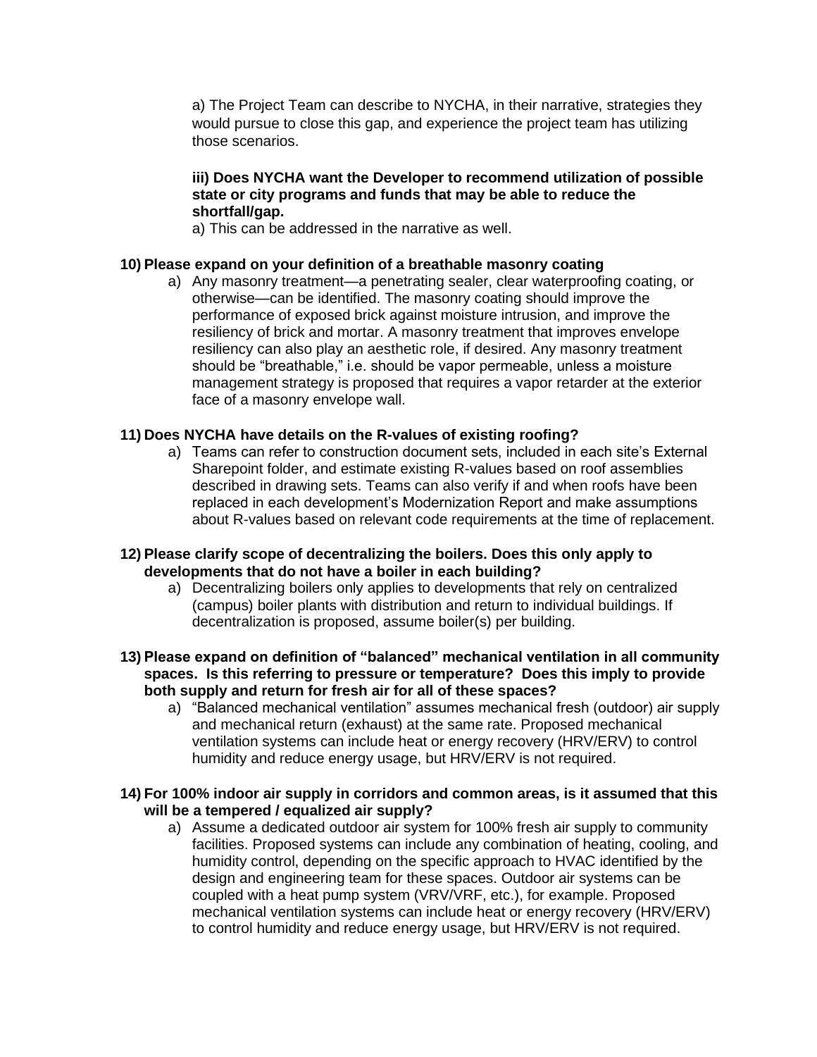a) The Project Team can describe to NYCHA, in their narrative, strategies they would pursue to close this gap, and experience the project team has utilizing those scenarios.

**iii) Does NYCHA want the Developer to recommend utilization of possible state or city programs and funds that may be able to reduce the shortfall/gap.**

a) This can be addressed in the narrative as well.

**10) Please expand on your definition of a breathable masonry coating**

a) Any masonry treatment—a penetrating sealer, clear waterproofing coating, or otherwise—can be identified. The masonry coating should improve the performance of exposed brick against moisture intrusion, and improve the resiliency of brick and mortar. A masonry treatment that improves envelope resiliency can also play an aesthetic role, if desired. Any masonry treatment should be "breathable," i.e. should be vapor permeable, unless a moisture management strategy is proposed that requires a vapor retarder at the exterior face of a masonry envelope wall.

**11) Does NYCHA have details on the R-values of existing roofing?**

a) Teams can refer to construction document sets, included in each site's External Sharepoint folder, and estimate existing R-values based on roof assemblies described in drawing sets. Teams can also verify if and when roofs have been replaced in each development's Modernization Report and make assumptions about R-values based on relevant code requirements at the time of replacement.

**12) Please clarify scope of decentralizing the boilers. Does this only apply to developments that do not have a boiler in each building?**

a) Decentralizing boilers only applies to developments that rely on centralized (campus) boiler plants with distribution and return to individual buildings. If decentralization is proposed, assume boiler(s) per building.

**13) Please expand on definition of "balanced" mechanical ventilation in all community spaces. Is this referring to pressure or temperature? Does this imply to provide both supply and return for fresh air for all of these spaces?**

a) "Balanced mechanical ventilation" assumes mechanical fresh (outdoor) air supply and mechanical return (exhaust) at the same rate. Proposed mechanical ventilation systems can include heat or energy recovery (HRV/ERV) to control humidity and reduce energy usage, but HRV/ERV is not required.

**14) For 100% indoor air supply in corridors and common areas, is it assumed that this will be a tempered / equalized air supply?**

a) Assume a dedicated outdoor air system for 100% fresh air supply to community facilities. Proposed systems can include any combination of heating, cooling, and humidity control, depending on the specific approach to HVAC identified by the design and engineering team for these spaces. Outdoor air systems can be coupled with a heat pump system (VRV/VRF, etc.), for example. Proposed mechanical ventilation systems can include heat or energy recovery (HRV/ERV) to control humidity and reduce energy usage, but HRV/ERV is not required.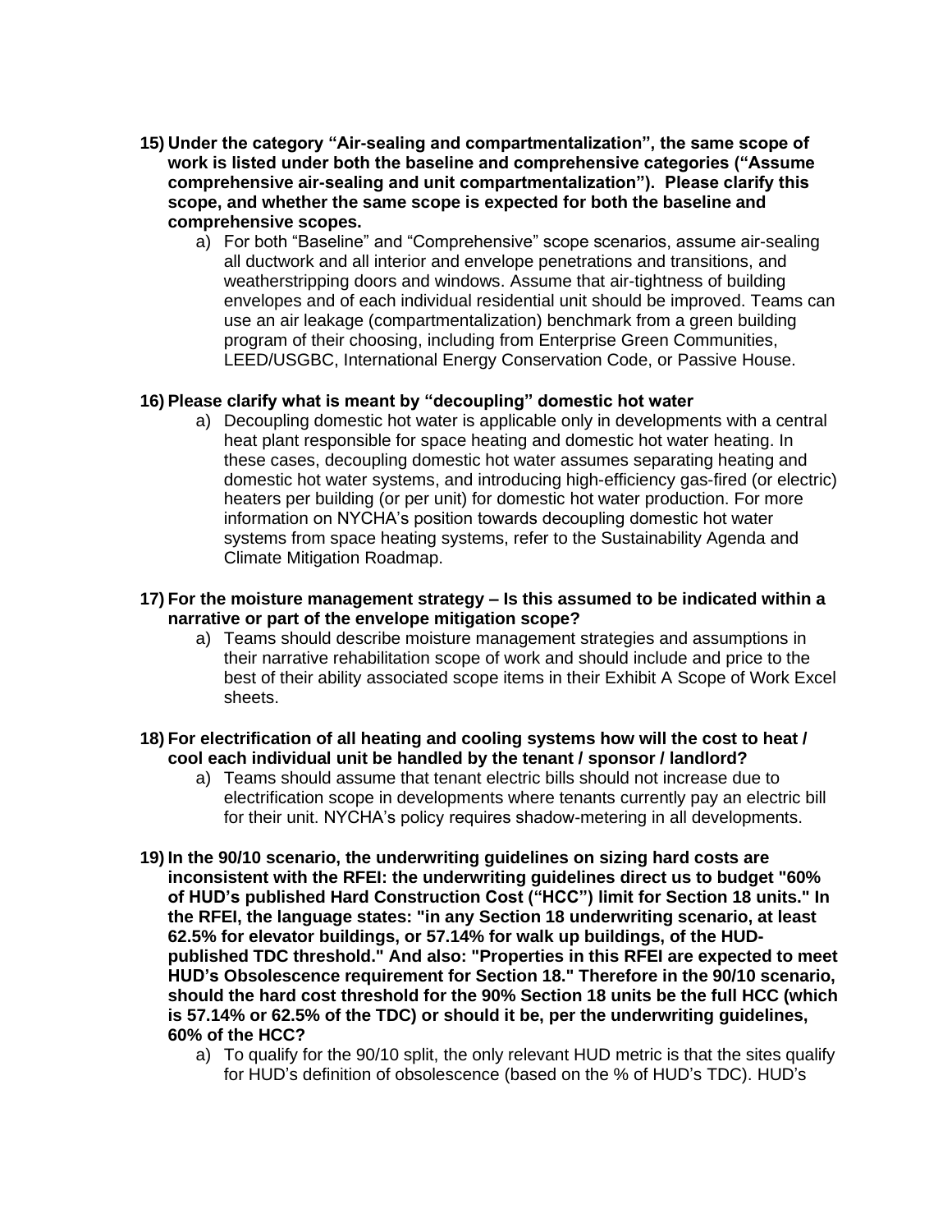15) **Under the category "Air-sealing and compartmentalization", the same scope of work is listed under both the baseline and comprehensive categories ("Assume comprehensive air-sealing and unit compartmentalization"). Please clarify this scope, and whether the same scope is expected for both the baseline and comprehensive scopes.**

    a) For both "Baseline" and "Comprehensive" scope scenarios, assume air-sealing all ductwork and all interior and envelope penetrations and transitions, and weatherstripping doors and windows. Assume that air-tightness of building envelopes and of each individual residential unit should be improved. Teams can use an air leakage (compartmentalization) benchmark from a green building program of their choosing, including from Enterprise Green Communities, LEED/USGBC, International Energy Conservation Code, or Passive House.

16) **Please clarify what is meant by "decoupling" domestic hot water**

    a) Decoupling domestic hot water is applicable only in developments with a central heat plant responsible for space heating and domestic hot water heating. In these cases, decoupling domestic hot water assumes separating heating and domestic hot water systems, and introducing high-efficiency gas-fired (or electric) heaters per building (or per unit) for domestic hot water production. For more information on NYCHA's position towards decoupling domestic hot water systems from space heating systems, refer to the Sustainability Agenda and Climate Mitigation Roadmap.

17) **For the moisture management strategy – Is this assumed to be indicated within a narrative or part of the envelope mitigation scope?**

    a) Teams should describe moisture management strategies and assumptions in their narrative rehabilitation scope of work and should include and price to the best of their ability associated scope items in their Exhibit A Scope of Work Excel sheets.

18) **For electrification of all heating and cooling systems how will the cost to heat / cool each individual unit be handled by the tenant / sponsor / landlord?**

    a) Teams should assume that tenant electric bills should not increase due to electrification scope in developments where tenants currently pay an electric bill for their unit. NYCHA's policy requires shadow-metering in all developments.

19) **In the 90/10 scenario, the underwriting guidelines on sizing hard costs are inconsistent with the RFEI: the underwriting guidelines direct us to budget "60% of HUD's published Hard Construction Cost ("HCC") limit for Section 18 units." In the RFEI, the language states: "in any Section 18 underwriting scenario, at least 62.5% for elevator buildings, or 57.14% for walk up buildings, of the HUD-published TDC threshold." And also: "Properties in this RFEI are expected to meet HUD's Obsolescence requirement for Section 18." Therefore in the 90/10 scenario, should the hard cost threshold for the 90% Section 18 units be the full HCC (which is 57.14% or 62.5% of the TDC) or should it be, per the underwriting guidelines, 60% of the HCC?**

    a) To qualify for the 90/10 split, the only relevant HUD metric is that the sites qualify for HUD's definition of obsolescence (based on the % of HUD's TDC). HUD's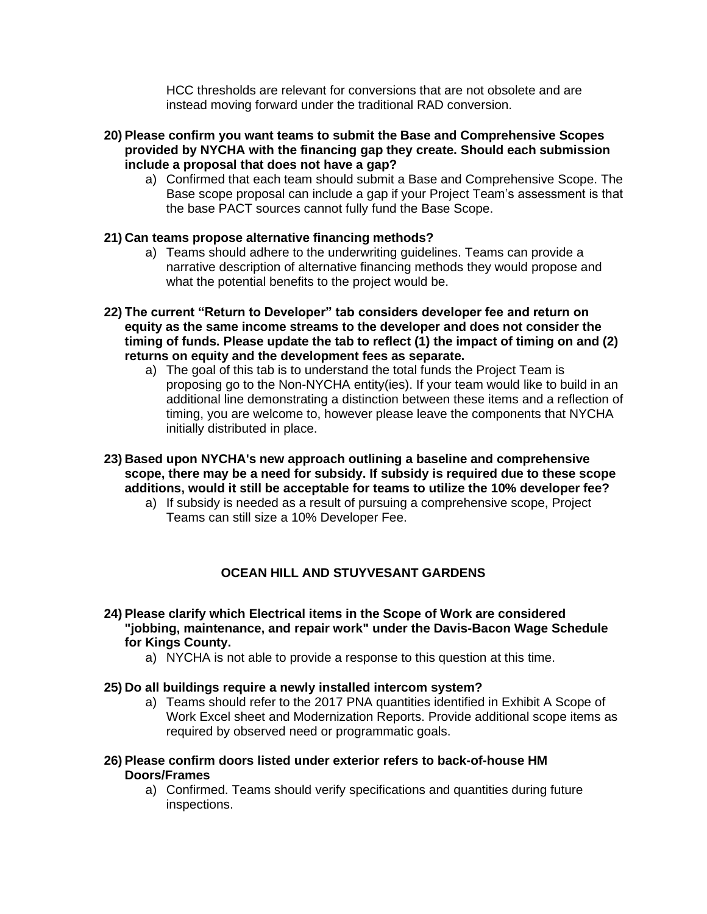HCC thresholds are relevant for conversions that are not obsolete and are instead moving forward under the traditional RAD conversion.

**20) Please confirm you want teams to submit the Base and Comprehensive Scopes provided by NYCHA with the financing gap they create. Should each submission include a proposal that does not have a gap?**

a) Confirmed that each team should submit a Base and Comprehensive Scope. The Base scope proposal can include a gap if your Project Team's assessment is that the base PACT sources cannot fully fund the Base Scope.

**21) Can teams propose alternative financing methods?**

a) Teams should adhere to the underwriting guidelines. Teams can provide a narrative description of alternative financing methods they would propose and what the potential benefits to the project would be.

**22) The current "Return to Developer" tab considers developer fee and return on equity as the same income streams to the developer and does not consider the timing of funds. Please update the tab to reflect (1) the impact of timing on and (2) returns on equity and the development fees as separate.**

a) The goal of this tab is to understand the total funds the Project Team is proposing go to the Non-NYCHA entity(ies). If your team would like to build in an additional line demonstrating a distinction between these items and a reflection of timing, you are welcome to, however please leave the components that NYCHA initially distributed in place.

**23) Based upon NYCHA's new approach outlining a baseline and comprehensive scope, there may be a need for subsidy. If subsidy is required due to these scope additions, would it still be acceptable for teams to utilize the 10% developer fee?**

a) If subsidy is needed as a result of pursuing a comprehensive scope, Project Teams can still size a 10% Developer Fee.

## OCEAN HILL AND STUYVESANT GARDENS

**24) Please clarify which Electrical items in the Scope of Work are considered "jobbing, maintenance, and repair work" under the Davis-Bacon Wage Schedule for Kings County.**

a) NYCHA is not able to provide a response to this question at this time.

**25) Do all buildings require a newly installed intercom system?**

a) Teams should refer to the 2017 PNA quantities identified in Exhibit A Scope of Work Excel sheet and Modernization Reports. Provide additional scope items as required by observed need or programmatic goals.

**26) Please confirm doors listed under exterior refers to back-of-house HM Doors/Frames**

a) Confirmed. Teams should verify specifications and quantities during future inspections.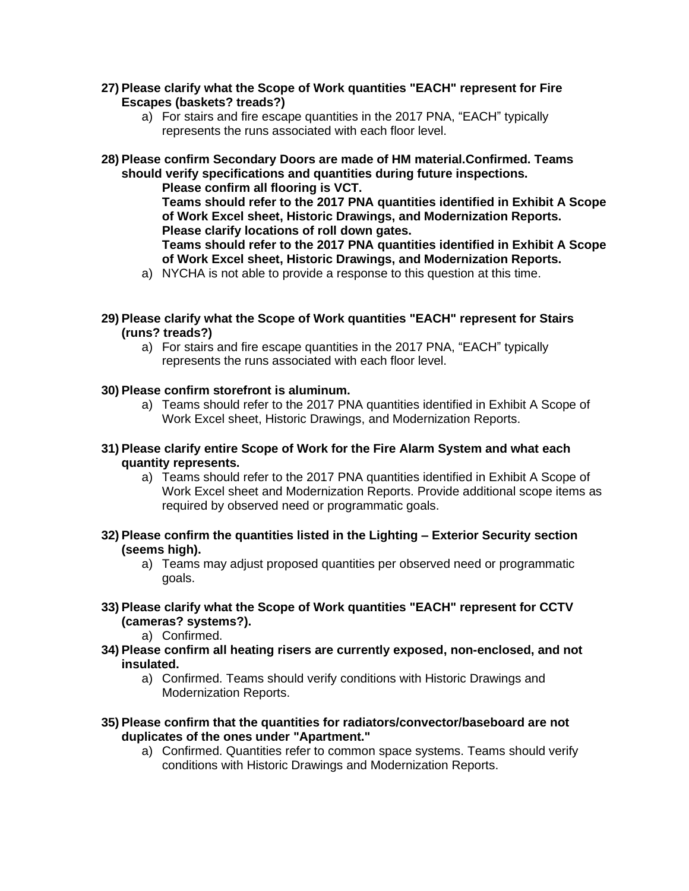27) **Please clarify what the Scope of Work quantities "EACH" represent for Fire Escapes (baskets? treads?)**

    a) For stairs and fire escape quantities in the 2017 PNA, “EACH” typically represents the runs associated with each floor level.

28) **Please confirm Secondary Doors are made of HM material.Confirmed. Teams should verify specifications and quantities during future inspections.**

    **Please confirm all flooring is VCT.**

    **Teams should refer to the 2017 PNA quantities identified in Exhibit A Scope of Work Excel sheet, Historic Drawings, and Modernization Reports.**

    **Please clarify locations of roll down gates.**

    **Teams should refer to the 2017 PNA quantities identified in Exhibit A Scope of Work Excel sheet, Historic Drawings, and Modernization Reports.**

    a) NYCHA is not able to provide a response to this question at this time.

29) **Please clarify what the Scope of Work quantities "EACH" represent for Stairs (runs? treads?)**

    a) For stairs and fire escape quantities in the 2017 PNA, “EACH” typically represents the runs associated with each floor level.

30) **Please confirm storefront is aluminum.**

    a) Teams should refer to the 2017 PNA quantities identified in Exhibit A Scope of Work Excel sheet, Historic Drawings, and Modernization Reports.

31) **Please clarify entire Scope of Work for the Fire Alarm System and what each quantity represents.**

    a) Teams should refer to the 2017 PNA quantities identified in Exhibit A Scope of Work Excel sheet and Modernization Reports. Provide additional scope items as required by observed need or programmatic goals.

32) **Please confirm the quantities listed in the Lighting – Exterior Security section (seems high).**

    a) Teams may adjust proposed quantities per observed need or programmatic goals.

33) **Please clarify what the Scope of Work quantities "EACH" represent for CCTV (cameras? systems?).**

    a) Confirmed.

34) **Please confirm all heating risers are currently exposed, non-enclosed, and not insulated.**

    a) Confirmed. Teams should verify conditions with Historic Drawings and Modernization Reports.

35) **Please confirm that the quantities for radiators/convector/baseboard are not duplicates of the ones under "Apartment."**

    a) Confirmed. Quantities refer to common space systems. Teams should verify conditions with Historic Drawings and Modernization Reports.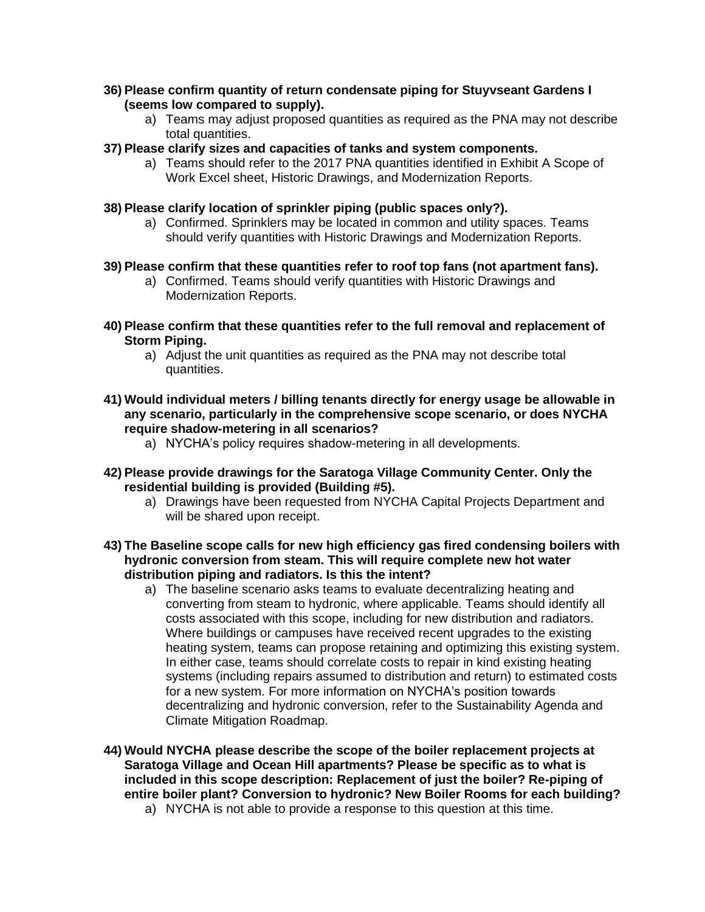36) **Please confirm quantity of return condensate piping for Stuyvseant Gardens I (seems low compared to supply).**
   a) Teams may adjust proposed quantities as required as the PNA may not describe total quantities.

37) **Please clarify sizes and capacities of tanks and system components.**
   a) Teams should refer to the 2017 PNA quantities identified in Exhibit A Scope of Work Excel sheet, Historic Drawings, and Modernization Reports.

38) **Please clarify location of sprinkler piping (public spaces only?).**
   a) Confirmed. Sprinklers may be located in common and utility spaces. Teams should verify quantities with Historic Drawings and Modernization Reports.

39) **Please confirm that these quantities refer to roof top fans (not apartment fans).**
   a) Confirmed. Teams should verify quantities with Historic Drawings and Modernization Reports.

40) **Please confirm that these quantities refer to the full removal and replacement of Storm Piping.**
   a) Adjust the unit quantities as required as the PNA may not describe total quantities.

41) **Would individual meters / billing tenants directly for energy usage be allowable in any scenario, particularly in the comprehensive scope scenario, or does NYCHA require shadow-metering in all scenarios?**
   a) NYCHA's policy requires shadow-metering in all developments.

42) **Please provide drawings for the Saratoga Village Community Center. Only the residential building is provided (Building #5).**
   a) Drawings have been requested from NYCHA Capital Projects Department and will be shared upon receipt.

43) **The Baseline scope calls for new high efficiency gas fired condensing boilers with hydronic conversion from steam. This will require complete new hot water distribution piping and radiators. Is this the intent?**
   a) The baseline scenario asks teams to evaluate decentralizing heating and converting from steam to hydronic, where applicable. Teams should identify all costs associated with this scope, including for new distribution and radiators. Where buildings or campuses have received recent upgrades to the existing heating system, teams can propose retaining and optimizing this existing system. In either case, teams should correlate costs to repair in kind existing heating systems (including repairs assumed to distribution and return) to estimated costs for a new system. For more information on NYCHA's position towards decentralizing and hydronic conversion, refer to the Sustainability Agenda and Climate Mitigation Roadmap.

44) **Would NYCHA please describe the scope of the boiler replacement projects at Saratoga Village and Ocean Hill apartments? Please be specific as to what is included in this scope description: Replacement of just the boiler? Re-piping of entire boiler plant? Conversion to hydronic? New Boiler Rooms for each building?**
   a) NYCHA is not able to provide a response to this question at this time.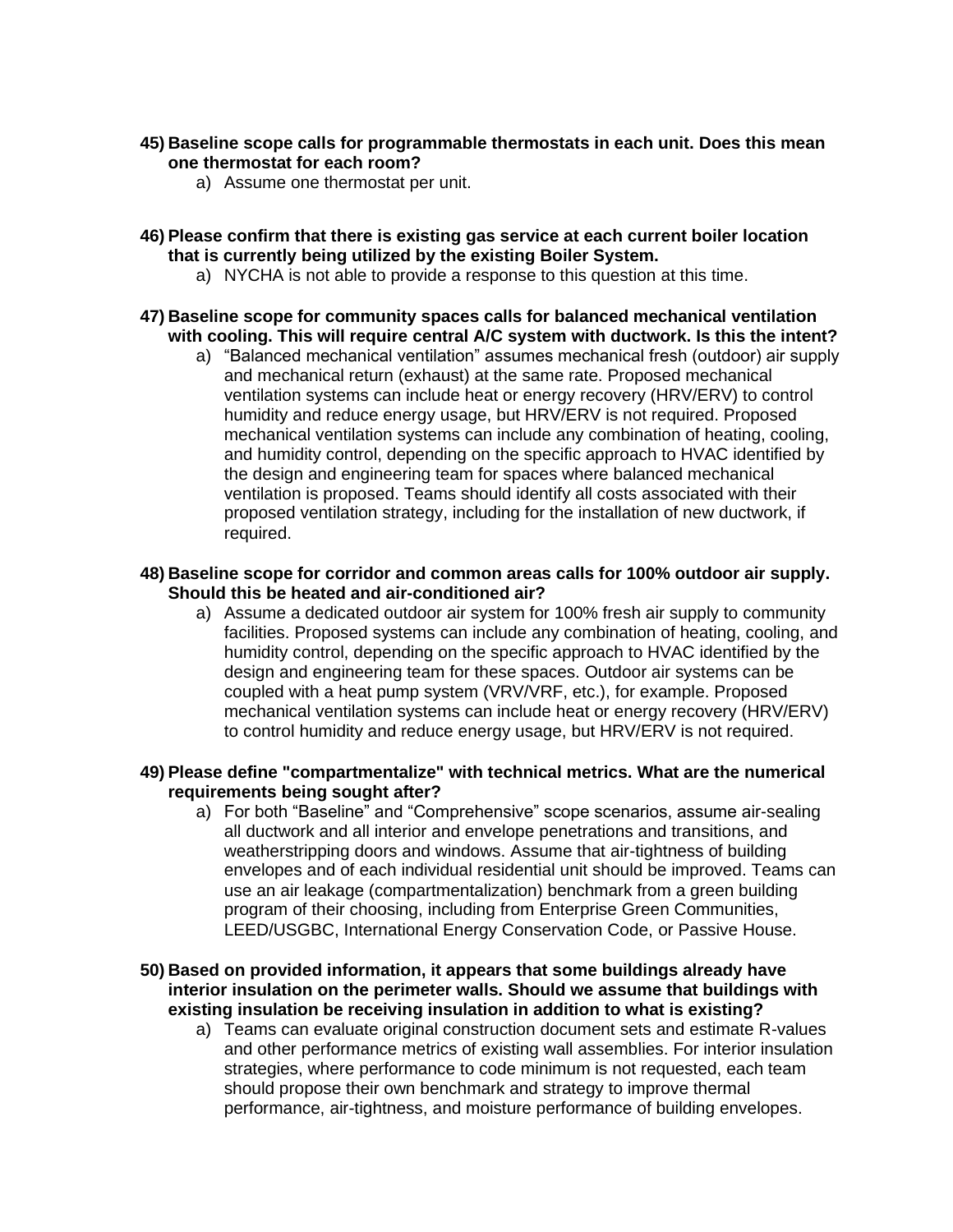45) **Baseline scope calls for programmable thermostats in each unit. Does this mean one thermostat for each room?**

   a) Assume one thermostat per unit.

46) **Please confirm that there is existing gas service at each current boiler location that is currently being utilized by the existing Boiler System.**

   a) NYCHA is not able to provide a response to this question at this time.

47) **Baseline scope for community spaces calls for balanced mechanical ventilation with cooling. This will require central A/C system with ductwork. Is this the intent?**

   a) "Balanced mechanical ventilation" assumes mechanical fresh (outdoor) air supply and mechanical return (exhaust) at the same rate. Proposed mechanical ventilation systems can include heat or energy recovery (HRV/ERV) to control humidity and reduce energy usage, but HRV/ERV is not required. Proposed mechanical ventilation systems can include any combination of heating, cooling, and humidity control, depending on the specific approach to HVAC identified by the design and engineering team for spaces where balanced mechanical ventilation is proposed. Teams should identify all costs associated with their proposed ventilation strategy, including for the installation of new ductwork, if required.

48) **Baseline scope for corridor and common areas calls for 100% outdoor air supply. Should this be heated and air-conditioned air?**

   a) Assume a dedicated outdoor air system for 100% fresh air supply to community facilities. Proposed systems can include any combination of heating, cooling, and humidity control, depending on the specific approach to HVAC identified by the design and engineering team for these spaces. Outdoor air systems can be coupled with a heat pump system (VRV/VRF, etc.), for example. Proposed mechanical ventilation systems can include heat or energy recovery (HRV/ERV) to control humidity and reduce energy usage, but HRV/ERV is not required.

49) **Please define "compartmentalize" with technical metrics. What are the numerical requirements being sought after?**

   a) For both "Baseline" and "Comprehensive" scope scenarios, assume air-sealing all ductwork and all interior and envelope penetrations and transitions, and weatherstripping doors and windows. Assume that air-tightness of building envelopes and of each individual residential unit should be improved. Teams can use an air leakage (compartmentalization) benchmark from a green building program of their choosing, including from Enterprise Green Communities, LEED/USGBC, International Energy Conservation Code, or Passive House.

50) **Based on provided information, it appears that some buildings already have interior insulation on the perimeter walls. Should we assume that buildings with existing insulation be receiving insulation in addition to what is existing?**

   a) Teams can evaluate original construction document sets and estimate R-values and other performance metrics of existing wall assemblies. For interior insulation strategies, where performance to code minimum is not requested, each team should propose their own benchmark and strategy to improve thermal performance, air-tightness, and moisture performance of building envelopes.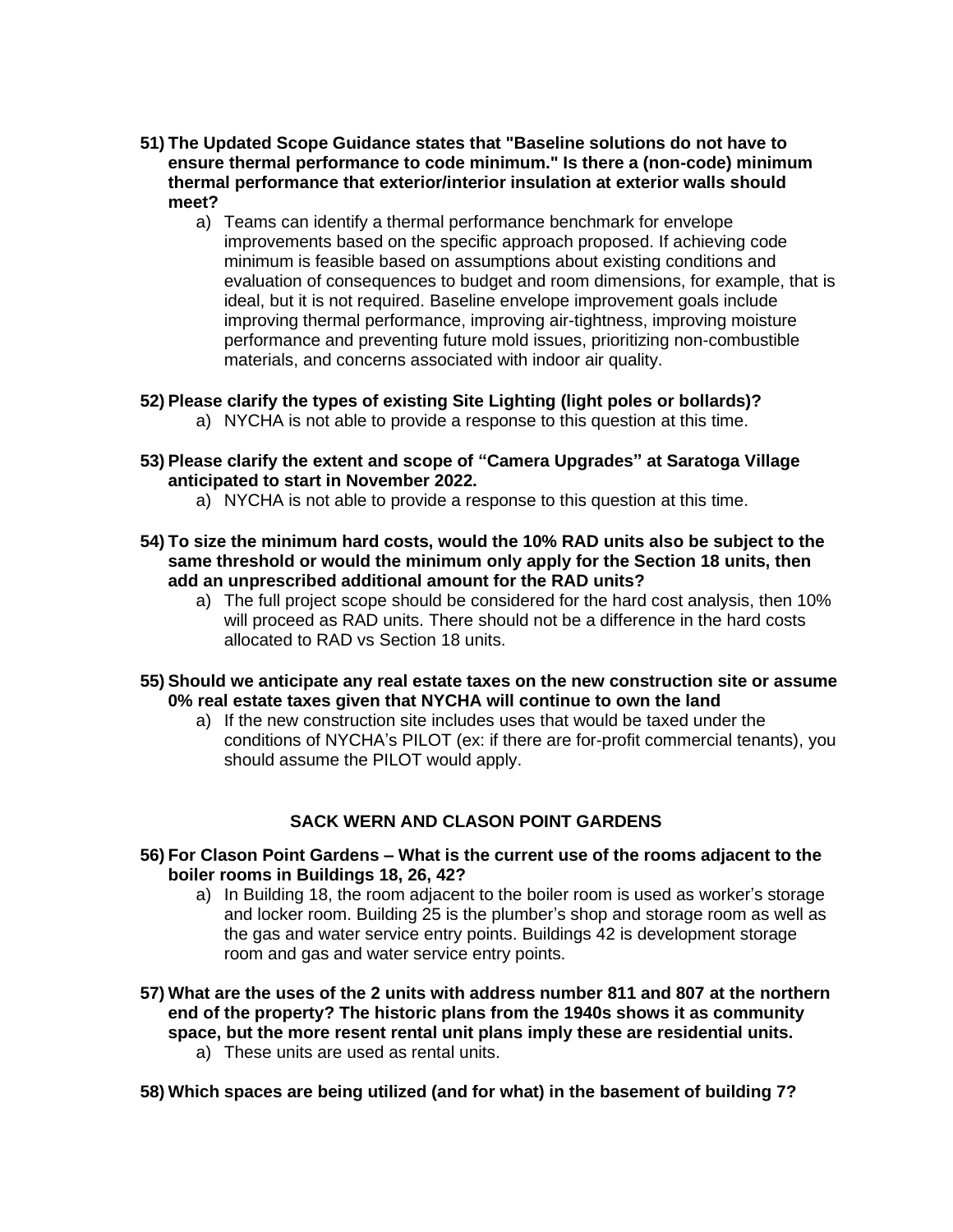**51) The Updated Scope Guidance states that "Baseline solutions do not have to ensure thermal performance to code minimum." Is there a (non-code) minimum thermal performance that exterior/interior insulation at exterior walls should meet?**

a) Teams can identify a thermal performance benchmark for envelope improvements based on the specific approach proposed. If achieving code minimum is feasible based on assumptions about existing conditions and evaluation of consequences to budget and room dimensions, for example, that is ideal, but it is not required. Baseline envelope improvement goals include improving thermal performance, improving air-tightness, improving moisture performance and preventing future mold issues, prioritizing non-combustible materials, and concerns associated with indoor air quality.

**52) Please clarify the types of existing Site Lighting (light poles or bollards)?**

a) NYCHA is not able to provide a response to this question at this time.

**53) Please clarify the extent and scope of "Camera Upgrades" at Saratoga Village anticipated to start in November 2022.**

a) NYCHA is not able to provide a response to this question at this time.

**54) To size the minimum hard costs, would the 10% RAD units also be subject to the same threshold or would the minimum only apply for the Section 18 units, then add an unprescribed additional amount for the RAD units?**

a) The full project scope should be considered for the hard cost analysis, then 10% will proceed as RAD units. There should not be a difference in the hard costs allocated to RAD vs Section 18 units.

**55) Should we anticipate any real estate taxes on the new construction site or assume 0% real estate taxes given that NYCHA will continue to own the land**

a) If the new construction site includes uses that would be taxed under the conditions of NYCHA's PILOT (ex: if there are for-profit commercial tenants), you should assume the PILOT would apply.

## SACK WERN AND CLASON POINT GARDENS

**56) For Clason Point Gardens – What is the current use of the rooms adjacent to the boiler rooms in Buildings 18, 26, 42?**

a) In Building 18, the room adjacent to the boiler room is used as worker's storage and locker room. Building 25 is the plumber's shop and storage room as well as the gas and water service entry points. Buildings 42 is development storage room and gas and water service entry points.

**57) What are the uses of the 2 units with address number 811 and 807 at the northern end of the property? The historic plans from the 1940s shows it as community space, but the more resent rental unit plans imply these are residential units.**

a) These units are used as rental units.

**58) Which spaces are being utilized (and for what) in the basement of building 7?**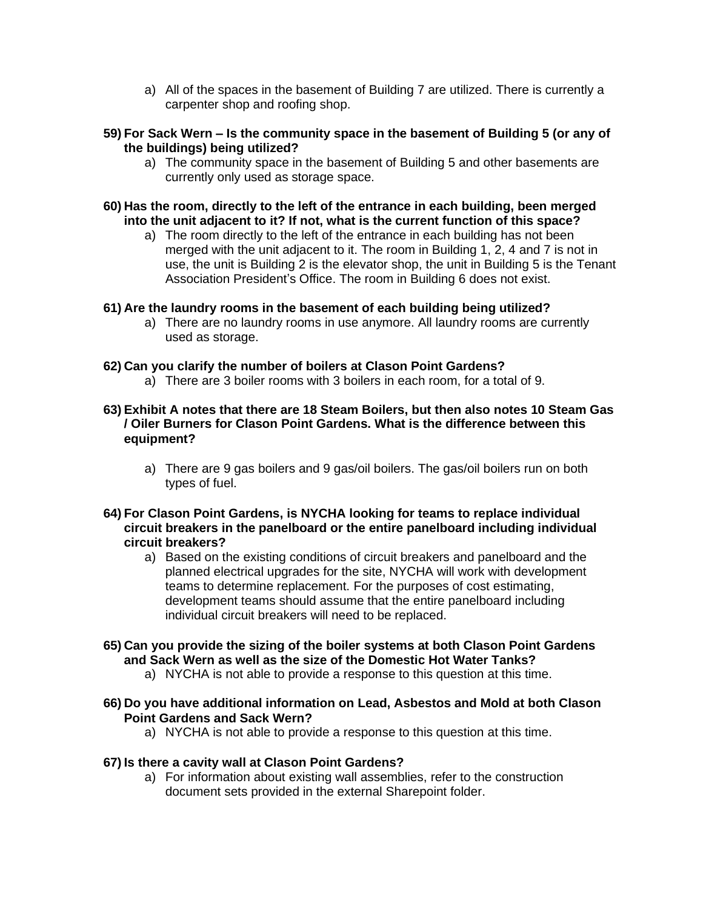a) All of the spaces in the basement of Building 7 are utilized. There is currently a carpenter shop and roofing shop.

**59) For Sack Wern – Is the community space in the basement of Building 5 (or any of the buildings) being utilized?**

a) The community space in the basement of Building 5 and other basements are currently only used as storage space.

**60) Has the room, directly to the left of the entrance in each building, been merged into the unit adjacent to it? If not, what is the current function of this space?**

a) The room directly to the left of the entrance in each building has not been merged with the unit adjacent to it. The room in Building 1, 2, 4 and 7 is not in use, the unit is Building 2 is the elevator shop, the unit in Building 5 is the Tenant Association President's Office. The room in Building 6 does not exist.

**61) Are the laundry rooms in the basement of each building being utilized?**

a) There are no laundry rooms in use anymore. All laundry rooms are currently used as storage.

**62) Can you clarify the number of boilers at Clason Point Gardens?**

a) There are 3 boiler rooms with 3 boilers in each room, for a total of 9.

**63) Exhibit A notes that there are 18 Steam Boilers, but then also notes 10 Steam Gas / Oiler Burners for Clason Point Gardens. What is the difference between this equipment?**

a) There are 9 gas boilers and 9 gas/oil boilers. The gas/oil boilers run on both types of fuel.

**64) For Clason Point Gardens, is NYCHA looking for teams to replace individual circuit breakers in the panelboard or the entire panelboard including individual circuit breakers?**

a) Based on the existing conditions of circuit breakers and panelboard and the planned electrical upgrades for the site, NYCHA will work with development teams to determine replacement. For the purposes of cost estimating, development teams should assume that the entire panelboard including individual circuit breakers will need to be replaced.

**65) Can you provide the sizing of the boiler systems at both Clason Point Gardens and Sack Wern as well as the size of the Domestic Hot Water Tanks?**

a) NYCHA is not able to provide a response to this question at this time.

**66) Do you have additional information on Lead, Asbestos and Mold at both Clason Point Gardens and Sack Wern?**

a) NYCHA is not able to provide a response to this question at this time.

**67) Is there a cavity wall at Clason Point Gardens?**

a) For information about existing wall assemblies, refer to the construction document sets provided in the external Sharepoint folder.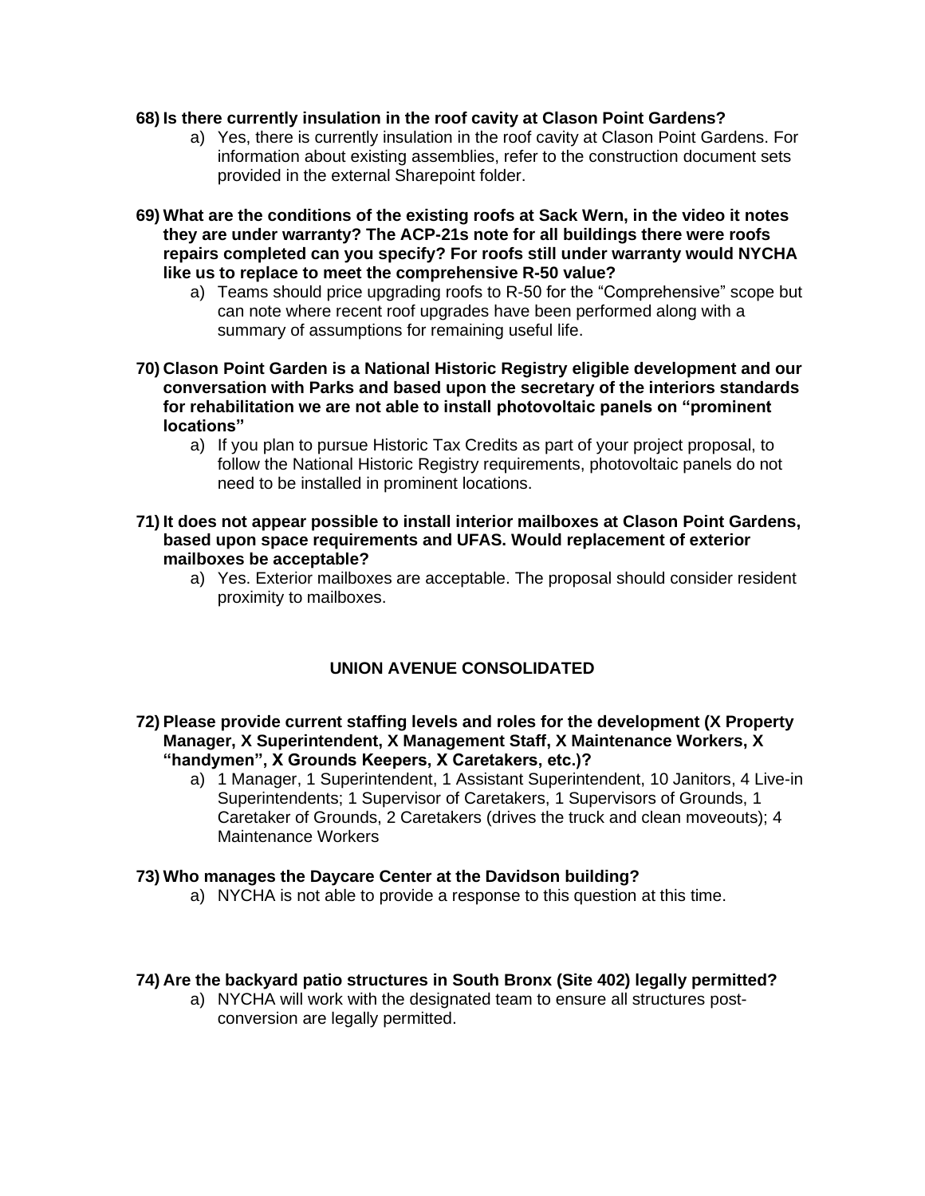68) **Is there currently insulation in the roof cavity at Clason Point Gardens?**
   a) Yes, there is currently insulation in the roof cavity at Clason Point Gardens. For information about existing assemblies, refer to the construction document sets provided in the external Sharepoint folder.

69) **What are the conditions of the existing roofs at Sack Wern, in the video it notes they are under warranty? The ACP-21s note for all buildings there were roofs repairs completed can you specify? For roofs still under warranty would NYCHA like us to replace to meet the comprehensive R-50 value?**
   a) Teams should price upgrading roofs to R-50 for the "Comprehensive" scope but can note where recent roof upgrades have been performed along with a summary of assumptions for remaining useful life.

70) **Clason Point Garden is a National Historic Registry eligible development and our conversation with Parks and based upon the secretary of the interiors standards for rehabilitation we are not able to install photovoltaic panels on "prominent locations"**
   a) If you plan to pursue Historic Tax Credits as part of your project proposal, to follow the National Historic Registry requirements, photovoltaic panels do not need to be installed in prominent locations.

71) **It does not appear possible to install interior mailboxes at Clason Point Gardens, based upon space requirements and UFAS. Would replacement of exterior mailboxes be acceptable?**
   a) Yes. Exterior mailboxes are acceptable. The proposal should consider resident proximity to mailboxes.

## UNION AVENUE CONSOLIDATED

72) **Please provide current staffing levels and roles for the development (X Property Manager, X Superintendent, X Management Staff, X Maintenance Workers, X "handymen", X Grounds Keepers, X Caretakers, etc.)?**
   a) 1 Manager, 1 Superintendent, 1 Assistant Superintendent, 10 Janitors, 4 Live-in Superintendents; 1 Supervisor of Caretakers, 1 Supervisors of Grounds, 1 Caretaker of Grounds, 2 Caretakers (drives the truck and clean moveouts); 4 Maintenance Workers

73) **Who manages the Daycare Center at the Davidson building?**
   a) NYCHA is not able to provide a response to this question at this time.

74) **Are the backyard patio structures in South Bronx (Site 402) legally permitted?**
   a) NYCHA will work with the designated team to ensure all structures post-conversion are legally permitted.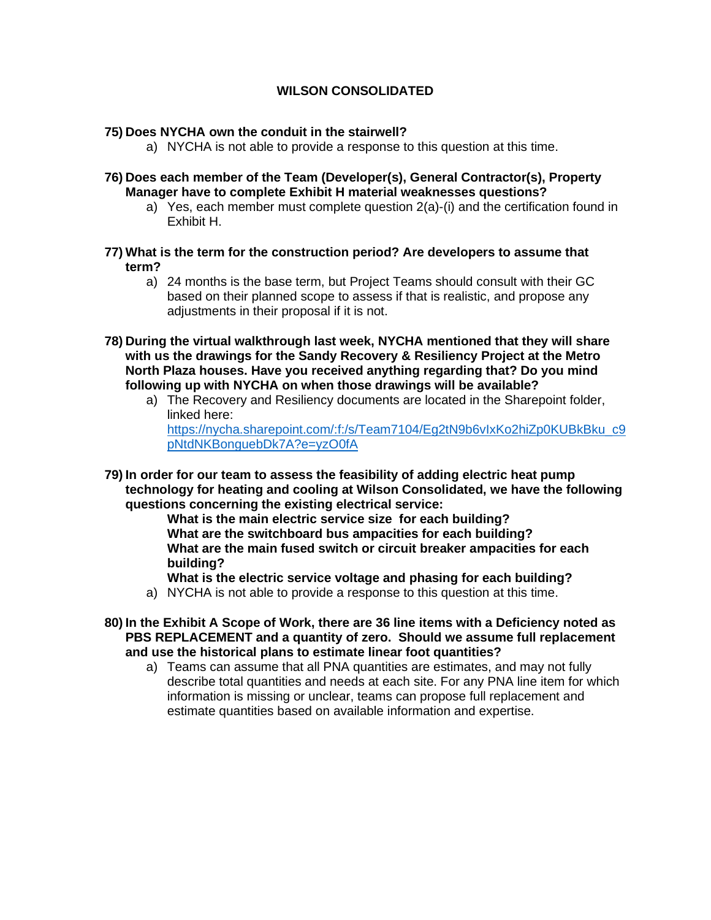## WILSON CONSOLIDATED

**75) Does NYCHA own the conduit in the stairwell?**

a) NYCHA is not able to provide a response to this question at this time.

**76) Does each member of the Team (Developer(s), General Contractor(s), Property Manager have to complete Exhibit H material weaknesses questions?**

a) Yes, each member must complete question 2(a)-(i) and the certification found in Exhibit H.

**77) What is the term for the construction period? Are developers to assume that term?**

a) 24 months is the base term, but Project Teams should consult with their GC based on their planned scope to assess if that is realistic, and propose any adjustments in their proposal if it is not.

**78) During the virtual walkthrough last week, NYCHA mentioned that they will share with us the drawings for the Sandy Recovery & Resiliency Project at the Metro North Plaza houses. Have you received anything regarding that? Do you mind following up with NYCHA on when those drawings will be available?**

a) The Recovery and Resiliency documents are located in the Sharepoint folder, linked here: https://nycha.sharepoint.com/:f:/s/Team7104/Eg2tN9b6vIxKo2hiZp0KUBkBku_c9pNtdNKBonguebDk7A?e=yzO0fA

**79) In order for our team to assess the feasibility of adding electric heat pump technology for heating and cooling at Wilson Consolidated, we have the following questions concerning the existing electrical service:**

**What is the main electric service size for each building?**
**What are the switchboard bus ampacities for each building?**
**What are the main fused switch or circuit breaker ampacities for each building?**
**What is the electric service voltage and phasing for each building?**

a) NYCHA is not able to provide a response to this question at this time.

**80) In the Exhibit A Scope of Work, there are 36 line items with a Deficiency noted as PBS REPLACEMENT and a quantity of zero. Should we assume full replacement and use the historical plans to estimate linear foot quantities?**

a) Teams can assume that all PNA quantities are estimates, and may not fully describe total quantities and needs at each site. For any PNA line item for which information is missing or unclear, teams can propose full replacement and estimate quantities based on available information and expertise.